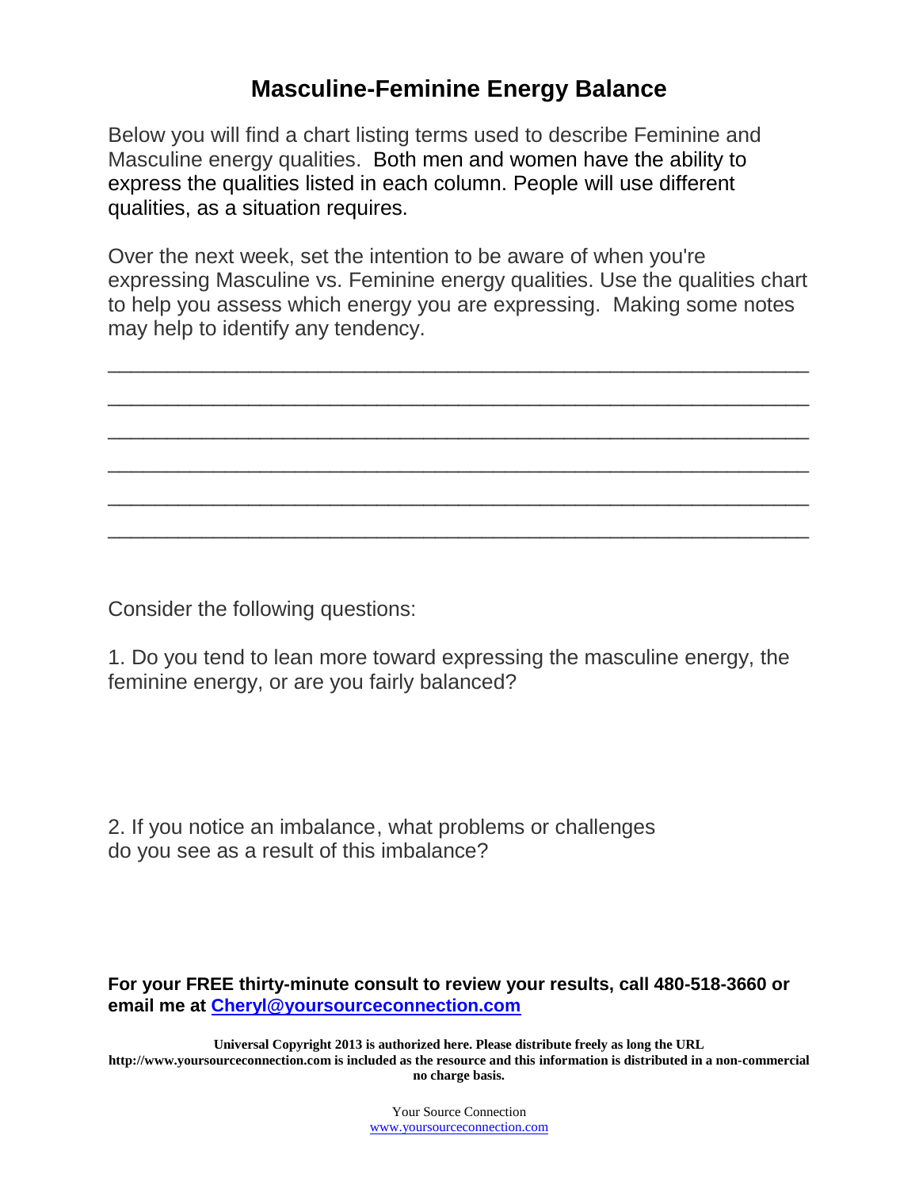# Masculine-Feminine Energy Balance

Below you will find a chart listing terms used to describe Feminine and Masculine energy qualities. Both men and women have the ability to express the qualities listed in each column. People will use different qualities, as a situation requires.

Over the next week, set the intention to be aware of when you're expressing Masculine vs. Feminine energy qualities. Use the qualities chart to help you assess which energy you are expressing. Making some notes may help to identify any tendency.

______________________________________________________________

______________________________________________________________

______________________________________________________________

______________________________________________________________

______________________________________________________________

______________________________________________________________

Consider the following questions:

1. Do you tend to lean more toward expressing the masculine energy, the feminine energy, or are you fairly balanced?

2. If you notice an imbalance, what problems or challenges do you see as a result of this imbalance?

**For your FREE thirty-minute consult to review your results, call 480-518-3660 or email me at [Cheryl@yoursourceconnection.com](mailto:Cheryl@yoursourceconnection.com)**

**Universal Copyright 2013 is authorized here. Please distribute freely as long the URL http://www.yoursourceconnection.com is included as the resource and this information is distributed in a non-commercial no charge basis.**

Your Source Connection
[www.yoursourceconnection.com](http://www.yoursourceconnection.com)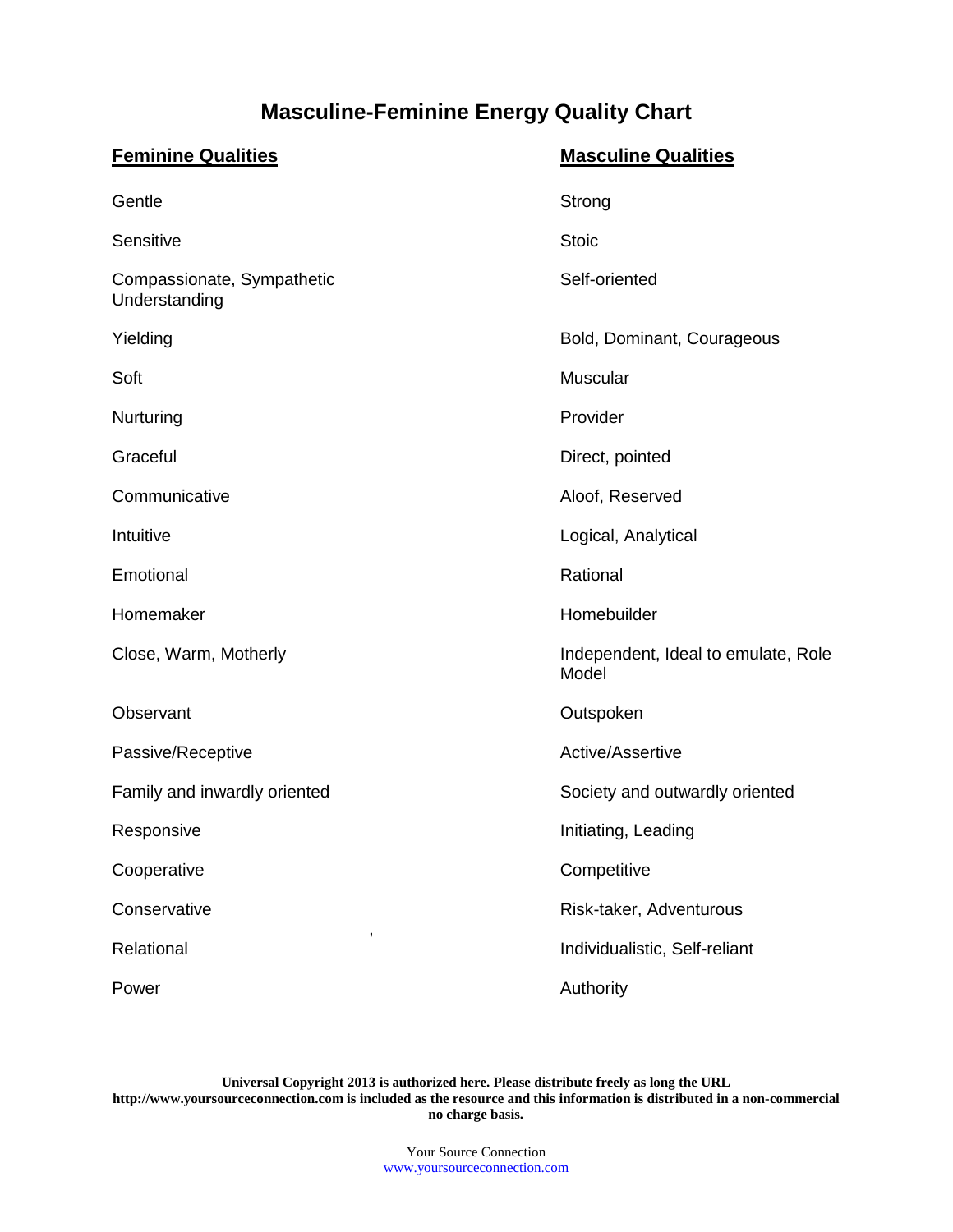# Masculine-Feminine Energy Quality Chart

| **Feminine Qualities** | **Masculine Qualities** |
|---|---|
| Gentle | Strong |
| Sensitive | Stoic |
| Compassionate, Sympathetic Understanding | Self-oriented |
| Yielding | Bold, Dominant, Courageous |
| Soft | Muscular |
| Nurturing | Provider |
| Graceful | Direct, pointed |
| Communicative | Aloof, Reserved |
| Intuitive | Logical, Analytical |
| Emotional | Rational |
| Homemaker | Homebuilder |
| Close, Warm, Motherly | Independent, Ideal to emulate, Role Model |
| Observant | Outspoken |
| Passive/Receptive | Active/Assertive |
| Family and inwardly oriented | Society and outwardly oriented |
| Responsive | Initiating, Leading |
| Cooperative | Competitive |
| Conservative | Risk-taker, Adventurous |
| Relational | Individualistic, Self-reliant |
| Power | Authority |

**Universal Copyright 2013 is authorized here. Please distribute freely as long the URL http://www.yoursourceconnection.com is included as the resource and this information is distributed in a non-commercial no charge basis.**

Your Source Connection
www.yoursourceconnection.com